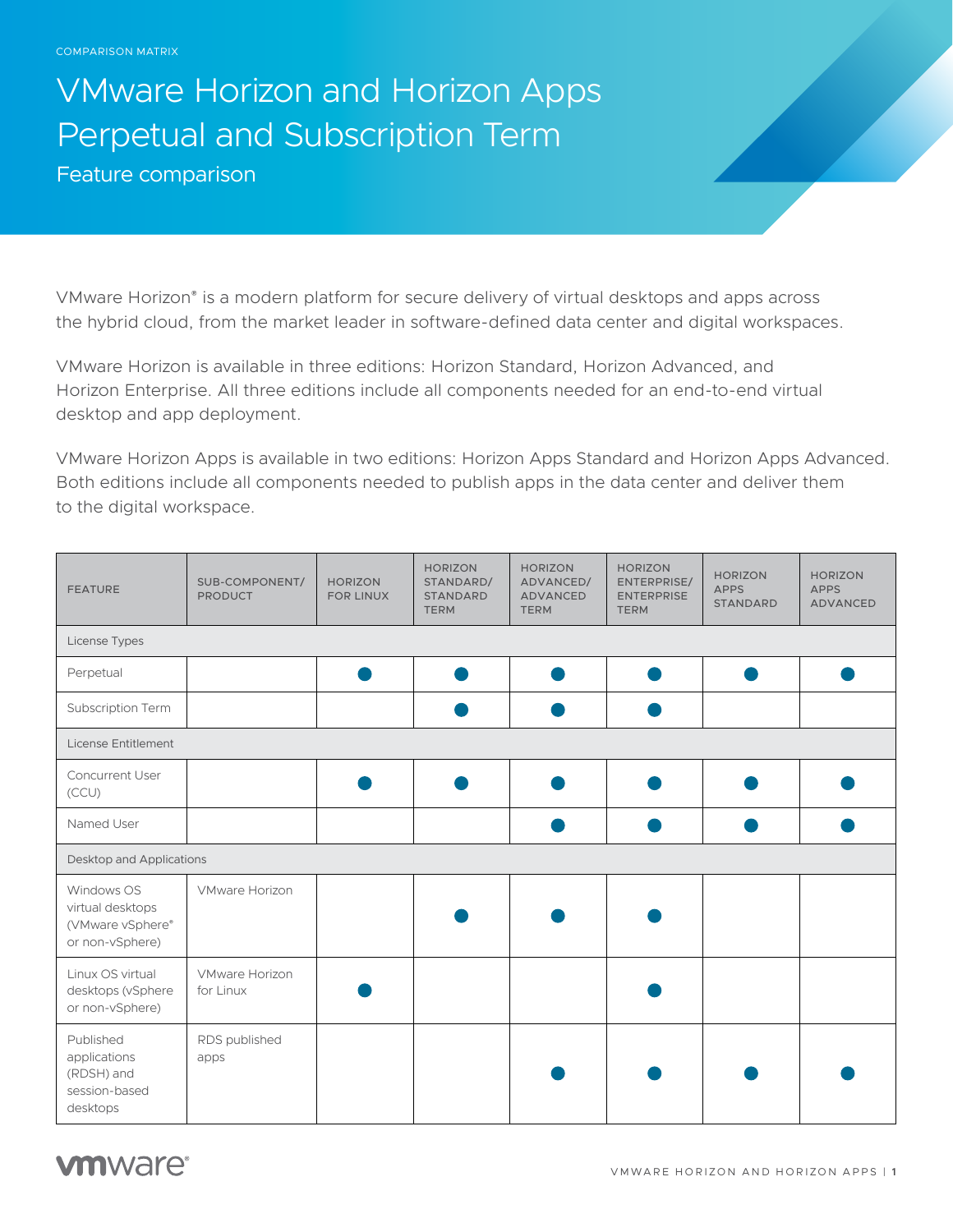COMPARISON MATRIX

# VMware Horizon and Horizon Apps Perpetual and Subscription Term

## Feature comparison

VMware Horizon® is a modern platform for secure delivery of virtual desktops and apps across the hybrid cloud, from the market leader in software-defined data center and digital workspaces.

VMware Horizon is available in three editions: Horizon Standard, Horizon Advanced, and Horizon Enterprise. All three editions include all components needed for an end-to-end virtual desktop and app deployment.

VMware Horizon Apps is available in two editions: Horizon Apps Standard and Horizon Apps Advanced. Both editions include all components needed to publish apps in the data center and deliver them to the digital workspace.

| FEATURE | SUB-COMPONENT/ PRODUCT | HORIZON FOR LINUX | HORIZON STANDARD/ STANDARD TERM | HORIZON ADVANCED/ ADVANCED TERM | HORIZON ENTERPRISE/ ENTERPRISE TERM | HORIZON APPS STANDARD | HORIZON APPS ADVANCED |
|---|---|---|---|---|---|---|---|
| License Types | | | | | | | |
| Perpetual | | ● | ● | ● | ● | ● | ● |
| Subscription Term | | | ● | ● | ● | | |
| License Entitlement | | | | | | | |
| Concurrent User (CCU) | | ● | ● | ● | ● | ● | ● |
| Named User | | | | ● | ● | ● | ● |
| Desktop and Applications | | | | | | | |
| Windows OS virtual desktops (VMware vSphere® or non-vSphere) | VMware Horizon | | ● | ● | ● | | |
| Linux OS virtual desktops (vSphere or non-vSphere) | VMware Horizon for Linux | ● | | | ● | | |
| Published applications (RDSH) and session-based desktops | RDS published apps | | | ● | ● | ● | ● |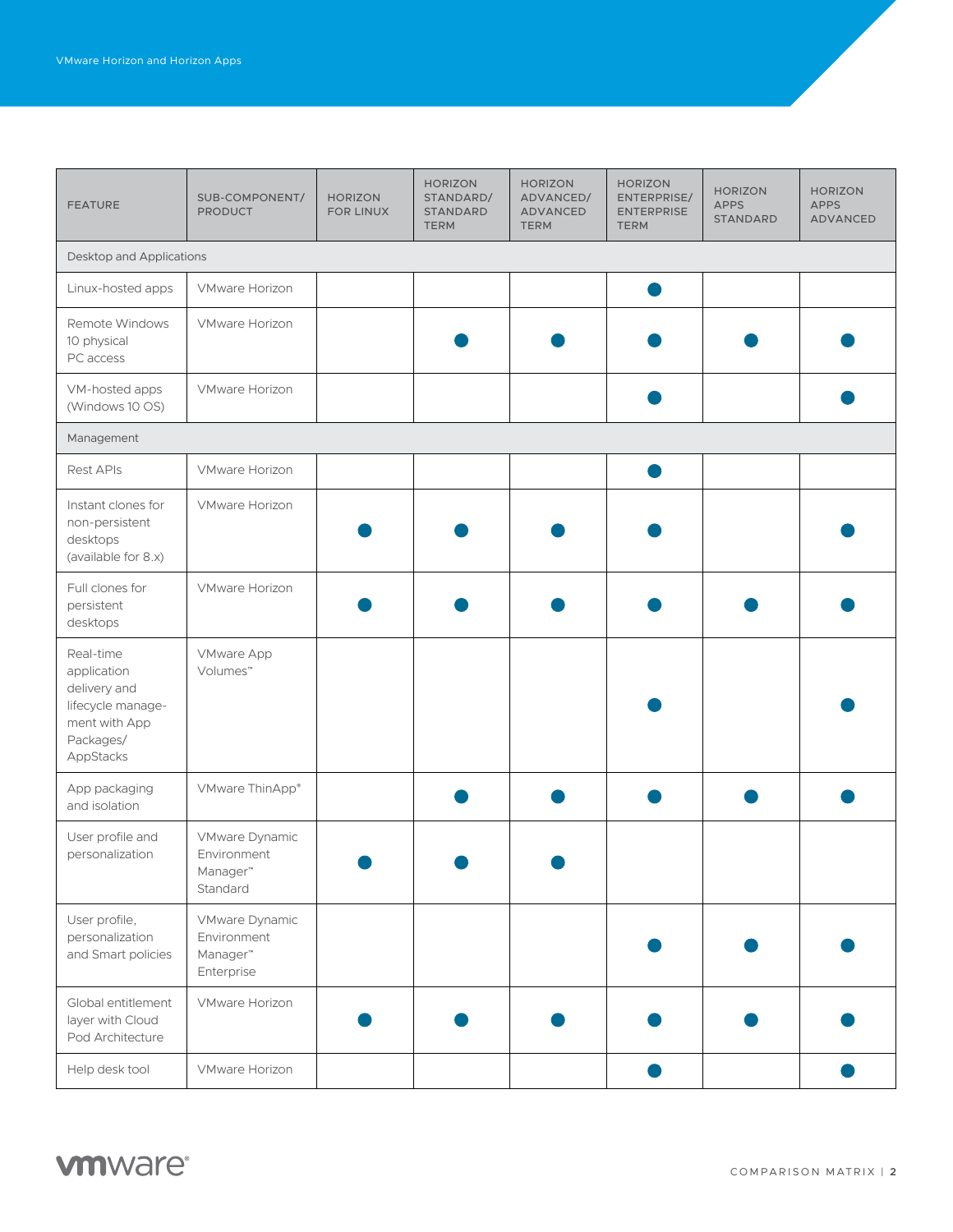| FEATURE | SUB-COMPONENT/ PRODUCT | HORIZON FOR LINUX | HORIZON STANDARD/ STANDARD TERM | HORIZON ADVANCED/ ADVANCED TERM | HORIZON ENTERPRISE/ ENTERPRISE TERM | HORIZON APPS STANDARD | HORIZON APPS ADVANCED |
|---|---|---|---|---|---|---|---|
| Desktop and Applications | | | | | | | |
| Linux-hosted apps | VMware Horizon | | | | ● | | |
| Remote Windows 10 physical PC access | VMware Horizon | | ● | ● | ● | ● | ● |
| VM-hosted apps (Windows 10 OS) | VMware Horizon | | | | ● | | ● |
| Management | | | | | | | |
| Rest APIs | VMware Horizon | | | | ● | | |
| Instant clones for non-persistent desktops (available for 8.x) | VMware Horizon | ● | ● | ● | ● | | ● |
| Full clones for persistent desktops | VMware Horizon | ● | ● | ● | ● | ● | ● |
| Real-time application delivery and lifecycle management with App Packages/ AppStacks | VMware App Volumes™ | | | | ● | | ● |
| App packaging and isolation | VMware ThinApp® | | ● | ● | ● | ● | ● |
| User profile and personalization | VMware Dynamic Environment Manager™ Standard | ● | ● | ● | | | |
| User profile, personalization and Smart policies | VMware Dynamic Environment Manager™ Enterprise | | | | ● | ● | ● |
| Global entitlement layer with Cloud Pod Architecture | VMware Horizon | ● | ● | ● | ● | ● | ● |
| Help desk tool | VMware Horizon | | | | ● | | ● |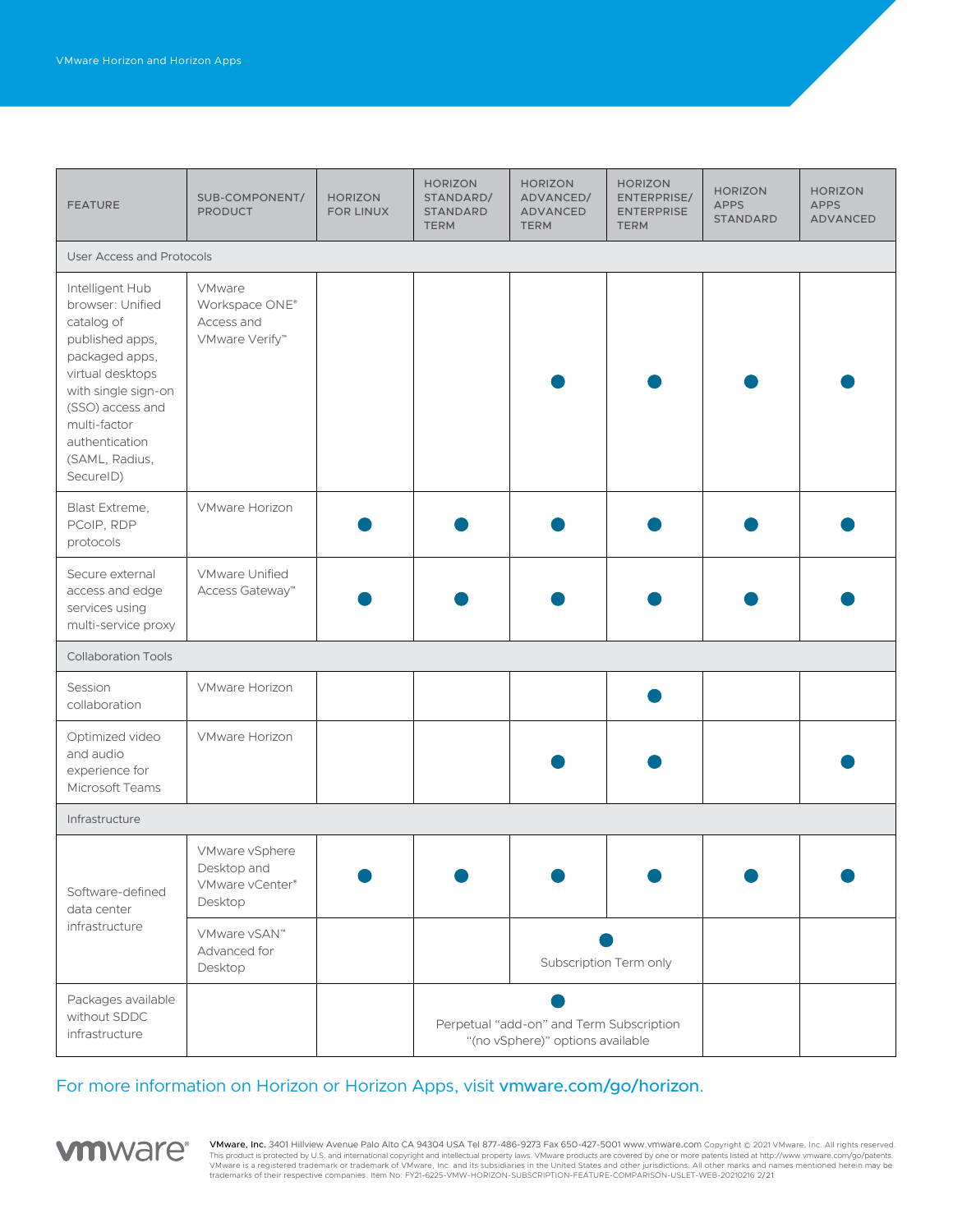| FEATURE | SUB-COMPONENT/ PRODUCT | HORIZON FOR LINUX | HORIZON STANDARD/ STANDARD TERM | HORIZON ADVANCED/ ADVANCED TERM | HORIZON ENTERPRISE/ ENTERPRISE TERM | HORIZON APPS STANDARD | HORIZON APPS ADVANCED |
|---|---|---|---|---|---|---|---|
| **User Access and Protocols** | | | | | | | |
| Intelligent Hub browser: Unified catalog of published apps, packaged apps, virtual desktops with single sign-on (SSO) access and multi-factor authentication (SAML, Radius, SecureID) | VMware Workspace ONE® Access and VMware Verify™ | | | ● | ● | ● | ● |
| Blast Extreme, PCoIP, RDP protocols | VMware Horizon | ● | ● | ● | ● | ● | ● |
| Secure external access and edge services using multi-service proxy | VMware Unified Access Gateway™ | ● | ● | ● | ● | ● | ● |
| **Collaboration Tools** | | | | | | | |
| Session collaboration | VMware Horizon | | | | ● | | |
| Optimized video and audio experience for Microsoft Teams | VMware Horizon | | | ● | ● | | ● |
| **Infrastructure** | | | | | | | |
| Software-defined data center infrastructure | VMware vSphere Desktop and VMware vCenter® Desktop | ● | ● | ● | ● | ● | ● |
| | VMware vSAN™ Advanced for Desktop | | | ● Subscription Term only | | | |
| Packages available without SDDC infrastructure | | | ● Perpetual "add-on" and Term Subscription "(no vSphere)" options available | | | | |

For more information on Horizon or Horizon Apps, visit **vmware.com/go/horizon**.

**VMware, Inc.** 3401 Hillview Avenue Palo Alto CA 94304 USA Tel 877-486-9273 Fax 650-427-5001 www.vmware.com Copyright © 2021 VMware, Inc. All rights reserved. This product is protected by U.S. and international copyright and intellectual property laws. VMware products are covered by one or more patents listed at http://www.vmware.com/go/patents. VMware is a registered trademark or trademark of VMware, Inc. and its subsidiaries in the United States and other jurisdictions. All other marks and names mentioned herein may be trademarks of their respective companies. Item No: FY21-6225-VMW-HORIZON-SUBSCRIPTION-FEATURE-COMPARISON-USLET-WEB-20210216 2/21